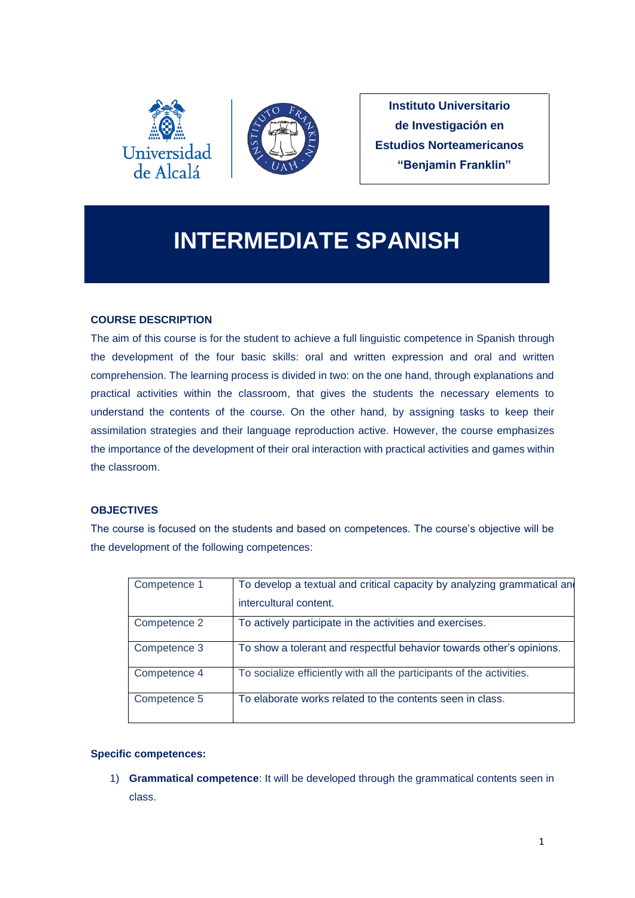**Instituto Universitario de Investigación en Estudios Norteamericanos "Benjamin Franklin"**

# INTERMEDIATE SPANISH

## COURSE DESCRIPTION

The aim of this course is for the student to achieve a full linguistic competence in Spanish through the development of the four basic skills: oral and written expression and oral and written comprehension. The learning process is divided in two: on the one hand, through explanations and practical activities within the classroom, that gives the students the necessary elements to understand the contents of the course. On the other hand, by assigning tasks to keep their assimilation strategies and their language reproduction active. However, the course emphasizes the importance of the development of their oral interaction with practical activities and games within the classroom.

## OBJECTIVES

The course is focused on the students and based on competences. The course's objective will be the development of the following competences:

| | |
|---|---|
| Competence 1 | To develop a textual and critical capacity by analyzing grammatical and intercultural content. |
| Competence 2 | To actively participate in the activities and exercises. |
| Competence 3 | To show a tolerant and respectful behavior towards other's opinions. |
| Competence 4 | To socialize efficiently with all the participants of the activities. |
| Competence 5 | To elaborate works related to the contents seen in class. |

**Specific competences:**

1) **Grammatical competence**: It will be developed through the grammatical contents seen in class.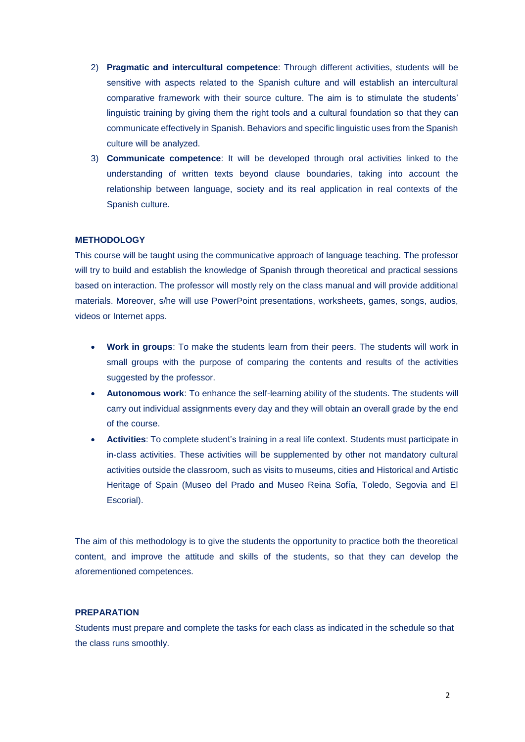2) **Pragmatic and intercultural competence**: Through different activities, students will be sensitive with aspects related to the Spanish culture and will establish an intercultural comparative framework with their source culture. The aim is to stimulate the students' linguistic training by giving them the right tools and a cultural foundation so that they can communicate effectively in Spanish. Behaviors and specific linguistic uses from the Spanish culture will be analyzed.
3) **Communicate competence**: It will be developed through oral activities linked to the understanding of written texts beyond clause boundaries, taking into account the relationship between language, society and its real application in real contexts of the Spanish culture.

**METHODOLOGY**

This course will be taught using the communicative approach of language teaching. The professor will try to build and establish the knowledge of Spanish through theoretical and practical sessions based on interaction. The professor will mostly rely on the class manual and will provide additional materials. Moreover, s/he will use PowerPoint presentations, worksheets, games, songs, audios, videos or Internet apps.

- **Work in groups**: To make the students learn from their peers. The students will work in small groups with the purpose of comparing the contents and results of the activities suggested by the professor.
- **Autonomous work**: To enhance the self-learning ability of the students. The students will carry out individual assignments every day and they will obtain an overall grade by the end of the course.
- **Activities**: To complete student's training in a real life context. Students must participate in in-class activities. These activities will be supplemented by other not mandatory cultural activities outside the classroom, such as visits to museums, cities and Historical and Artistic Heritage of Spain (Museo del Prado and Museo Reina Sofía, Toledo, Segovia and El Escorial).

The aim of this methodology is to give the students the opportunity to practice both the theoretical content, and improve the attitude and skills of the students, so that they can develop the aforementioned competences.

**PREPARATION**

Students must prepare and complete the tasks for each class as indicated in the schedule so that the class runs smoothly.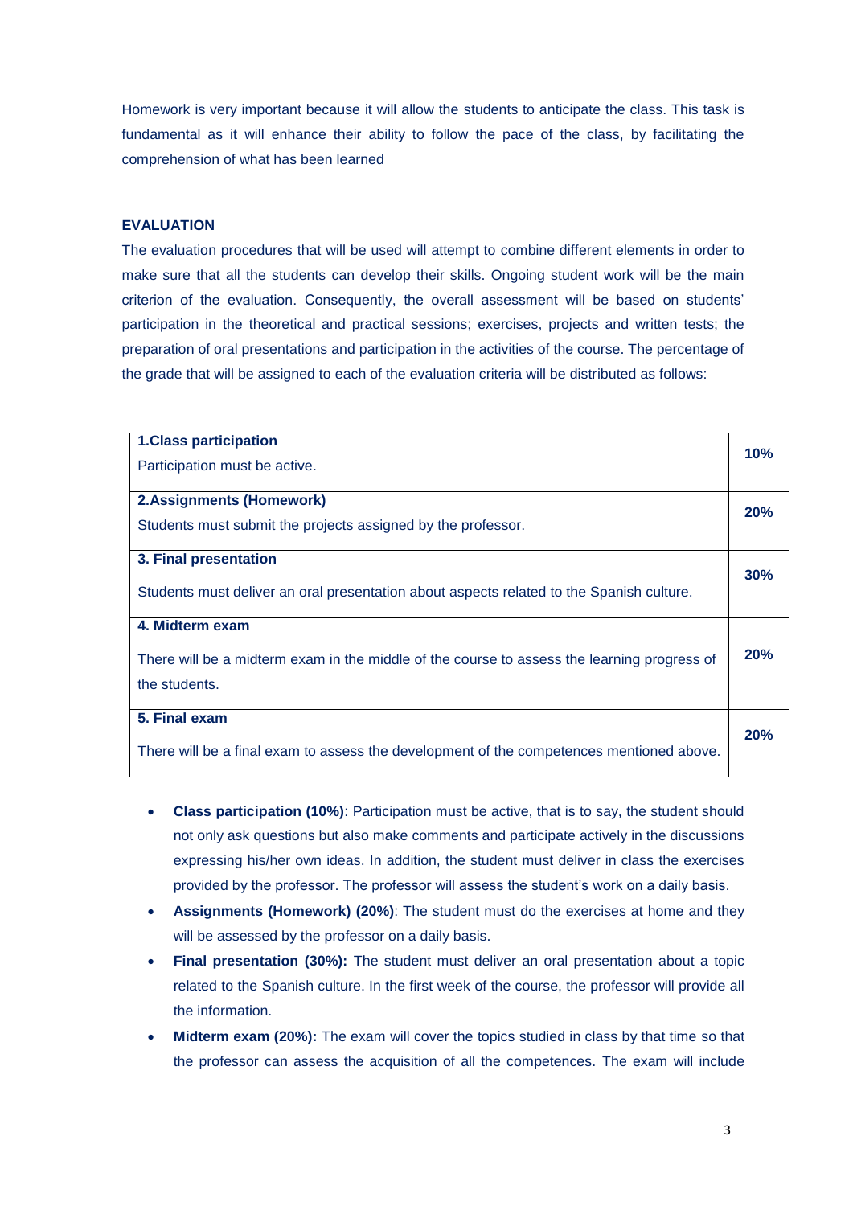Homework is very important because it will allow the students to anticipate the class. This task is fundamental as it will enhance their ability to follow the pace of the class, by facilitating the comprehension of what has been learned

## EVALUATION

The evaluation procedures that will be used will attempt to combine different elements in order to make sure that all the students can develop their skills. Ongoing student work will be the main criterion of the evaluation. Consequently, the overall assessment will be based on students' participation in the theoretical and practical sessions; exercises, projects and written tests; the preparation of oral presentations and participation in the activities of the course. The percentage of the grade that will be assigned to each of the evaluation criteria will be distributed as follows:

| Criterion | Percentage |
| --- | --- |
| **1.Class participation**<br>Participation must be active. | **10%** |
| **2.Assignments (Homework)**<br>Students must submit the projects assigned by the professor. | **20%** |
| **3. Final presentation**<br>Students must deliver an oral presentation about aspects related to the Spanish culture. | **30%** |
| **4. Midterm exam**<br>There will be a midterm exam in the middle of the course to assess the learning progress of the students. | **20%** |
| **5. Final exam**<br>There will be a final exam to assess the development of the competences mentioned above. | **20%** |

- **Class participation (10%)**: Participation must be active, that is to say, the student should not only ask questions but also make comments and participate actively in the discussions expressing his/her own ideas. In addition, the student must deliver in class the exercises provided by the professor. The professor will assess the student's work on a daily basis.
- **Assignments (Homework) (20%)**: The student must do the exercises at home and they will be assessed by the professor on a daily basis.
- **Final presentation (30%):** The student must deliver an oral presentation about a topic related to the Spanish culture. In the first week of the course, the professor will provide all the information.
- **Midterm exam (20%):** The exam will cover the topics studied in class by that time so that the professor can assess the acquisition of all the competences. The exam will include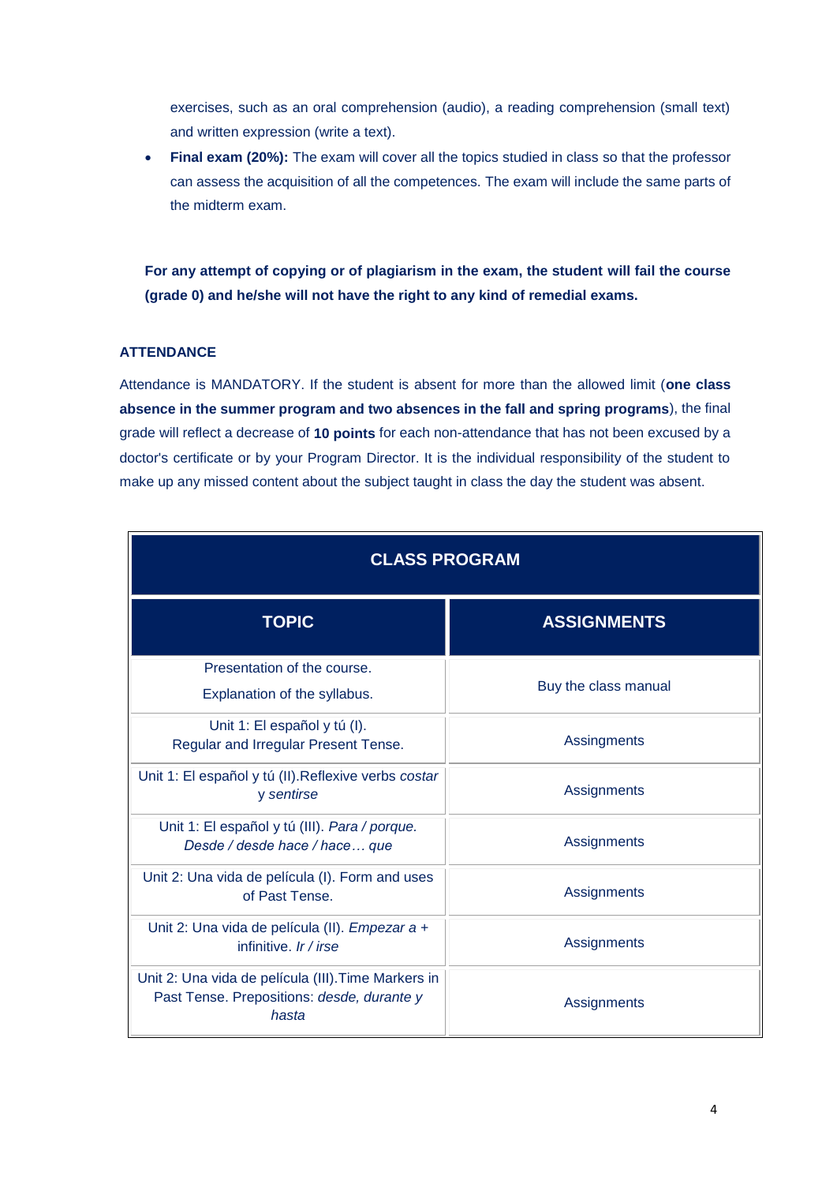exercises, such as an oral comprehension (audio), a reading comprehension (small text) and written expression (write a text).

- **Final exam (20%):** The exam will cover all the topics studied in class so that the professor can assess the acquisition of all the competences. The exam will include the same parts of the midterm exam.

**For any attempt of copying or of plagiarism in the exam, the student will fail the course (grade 0) and he/she will not have the right to any kind of remedial exams.**

### ATTENDANCE

Attendance is MANDATORY. If the student is absent for more than the allowed limit (**one class absence in the summer program and two absences in the fall and spring programs**), the final grade will reflect a decrease of **10 points** for each non-attendance that has not been excused by a doctor's certificate or by your Program Director. It is the individual responsibility of the student to make up any missed content about the subject taught in class the day the student was absent.

| CLASS PROGRAM | |
|---|---|
| **TOPIC** | **ASSIGNMENTS** |
| Presentation of the course.<br>Explanation of the syllabus. | Buy the class manual |
| Unit 1: El español y tú (I).<br>Regular and Irregular Present Tense. | Assingments |
| Unit 1: El español y tú (II).Reflexive verbs *costar y sentirse* | Assingments |
| Unit 1: El español y tú (III). *Para / porque. Desde / desde hace / hace… que* | Assingments |
| Unit 2: Una vida de película (I). Form and uses of Past Tense. | Assingments |
| Unit 2: Una vida de película (II). *Empezar a* + infinitive. *Ir / irse* | Assingments |
| Unit 2: Una vida de película (III).Time Markers in Past Tense. Prepositions: *desde, durante y hasta* | Assingments |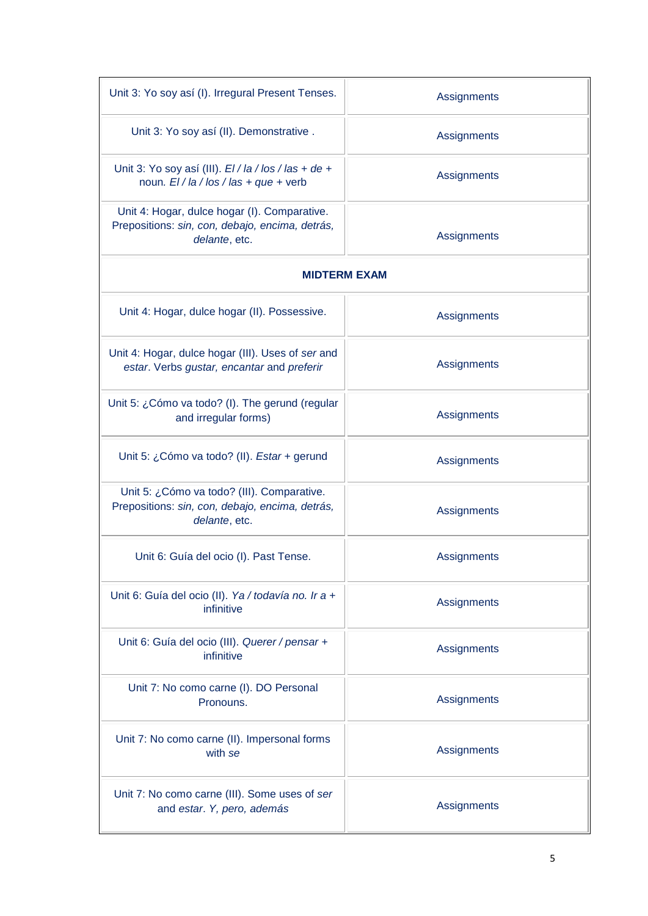| | |
|---|---|
| Unit 3: Yo soy así (I). Irregural Present Tenses. | Assignments |
| Unit 3: Yo soy así (II). Demonstrative . | Assignments |
| Unit 3: Yo soy así (III). *El / la / los / las + de +* noun. *El / la / los / las + que +* verb | Assignments |
| Unit 4: Hogar, dulce hogar (I). Comparative. Prepositions: *sin, con, debajo, encima, detrás, delante*, etc. | Assignments |
| **MIDTERM EXAM** | |
| Unit 4: Hogar, dulce hogar (II). Possessive. | Assignments |
| Unit 4: Hogar, dulce hogar (III). Uses of *ser* and *estar*. Verbs *gustar, encantar* and *preferir* | Assignments |
| Unit 5: ¿Cómo va todo? (I). The gerund (regular and irregular forms) | Assignments |
| Unit 5: ¿Cómo va todo? (II). *Estar* + gerund | Assignments |
| Unit 5: ¿Cómo va todo? (III). Comparative. Prepositions: *sin, con, debajo, encima, detrás, delante*, etc. | Assignments |
| Unit 6: Guía del ocio (I). Past Tense. | Assignments |
| Unit 6: Guía del ocio (II). *Ya / todavía no. Ir a* + infinitive | Assignments |
| Unit 6: Guía del ocio (III). *Querer / pensar* + infinitive | Assignments |
| Unit 7: No como carne (I). DO Personal Pronouns. | Assignments |
| Unit 7: No como carne (II). Impersonal forms with *se* | Assignments |
| Unit 7: No como carne (III). Some uses of *ser* and *estar*. *Y, pero, además* | Assignments |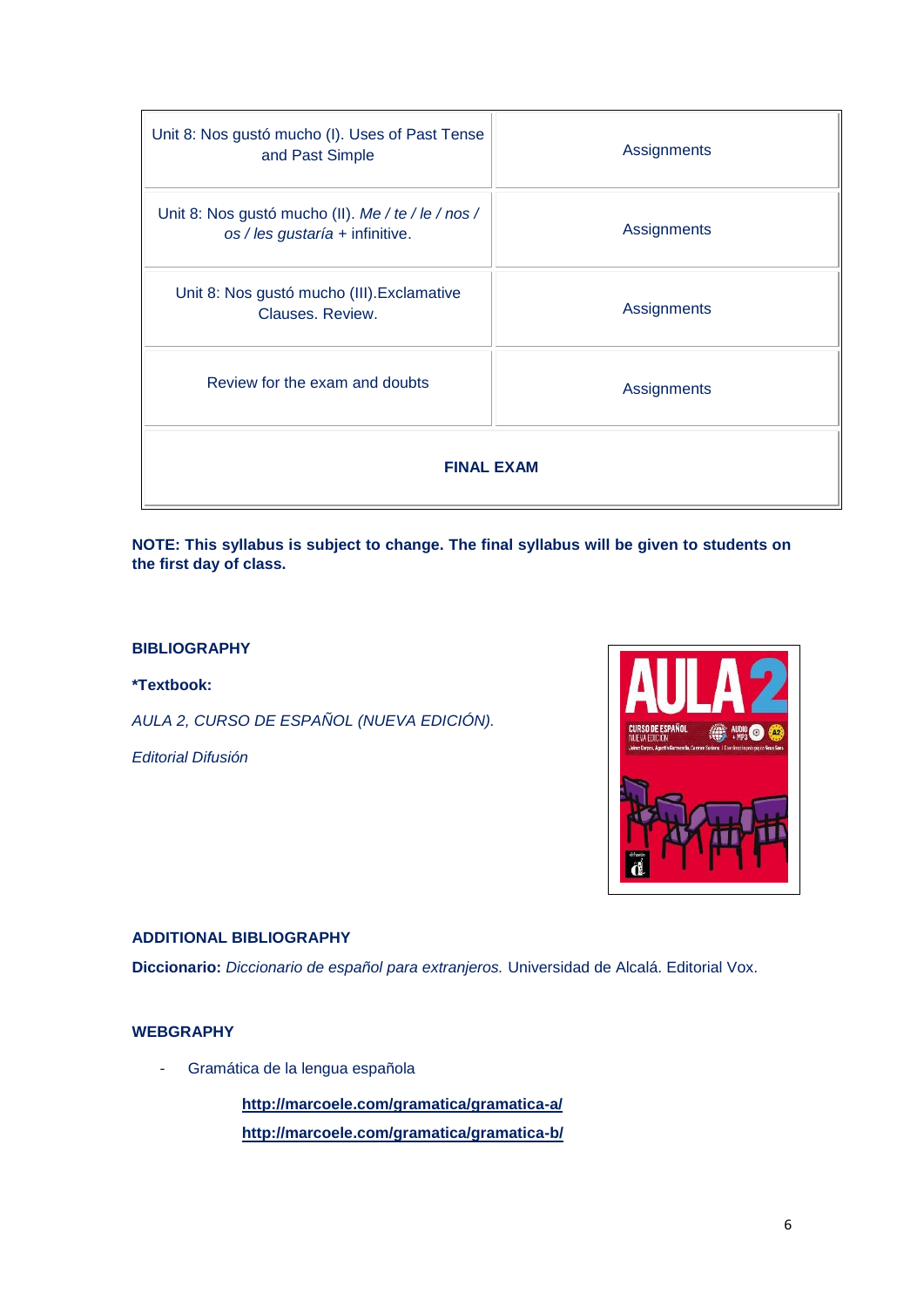| | |
|---|---|
| Unit 8: Nos gustó mucho (I). Uses of Past Tense and Past Simple | Assignments |
| Unit 8: Nos gustó mucho (II). *Me / te / le / nos / os / les gustaría* + infinitive. | Assignments |
| Unit 8: Nos gustó mucho (III).Exclamative Clauses. Review. | Assignments |
| Review for the exam and doubts | Assignments |
| **FINAL EXAM** | |

**NOTE: This syllabus is subject to change. The final syllabus will be given to students on the first day of class.**

**BIBLIOGRAPHY**

***Textbook:**

*AULA 2, CURSO DE ESPAÑOL (NUEVA EDICIÓN).*

*Editorial Difusión*

**ADDITIONAL BIBLIOGRAPHY**

**Diccionario:** *Diccionario de español para extranjeros.* Universidad de Alcalá. Editorial Vox.

**WEBGRAPHY**

- Gramática de la lengua española

  **http://marcoele.com/gramatica/gramatica-a/**

  **http://marcoele.com/gramatica/gramatica-b/**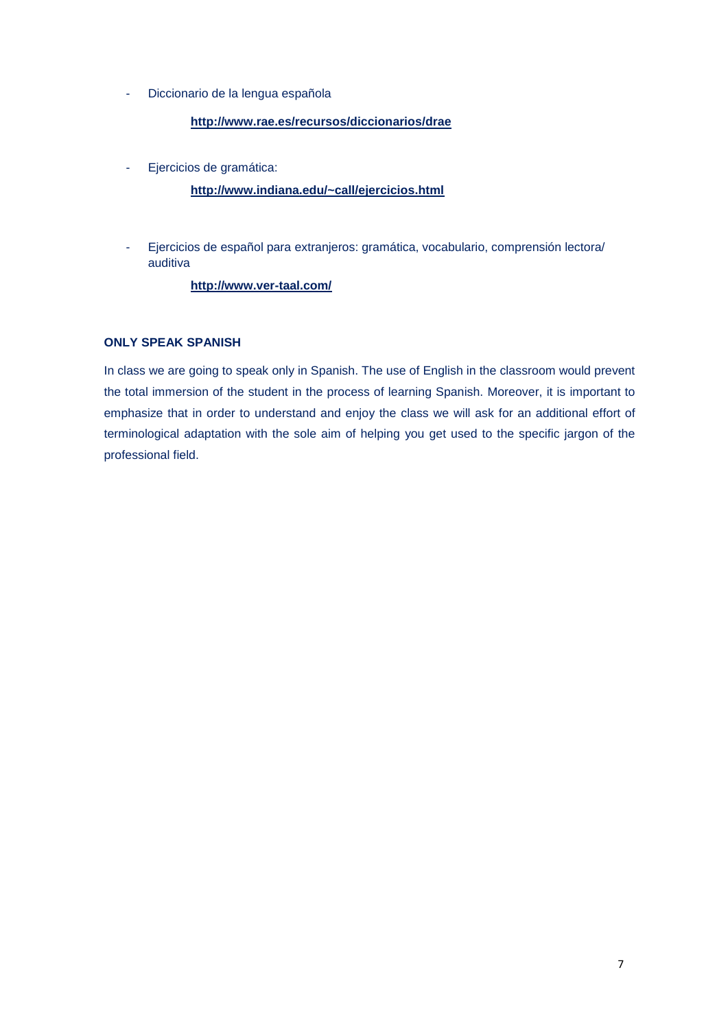- Diccionario de la lengua española

  **http://www.rae.es/recursos/diccionarios/drae**

- Ejercicios de gramática:

  **http://www.indiana.edu/~call/ejercicios.html**

- Ejercicios de español para extranjeros: gramática, vocabulario, comprensión lectora/ auditiva

  **http://www.ver-taal.com/**

**ONLY SPEAK SPANISH**

In class we are going to speak only in Spanish. The use of English in the classroom would prevent the total immersion of the student in the process of learning Spanish. Moreover, it is important to emphasize that in order to understand and enjoy the class we will ask for an additional effort of terminological adaptation with the sole aim of helping you get used to the specific jargon of the professional field.